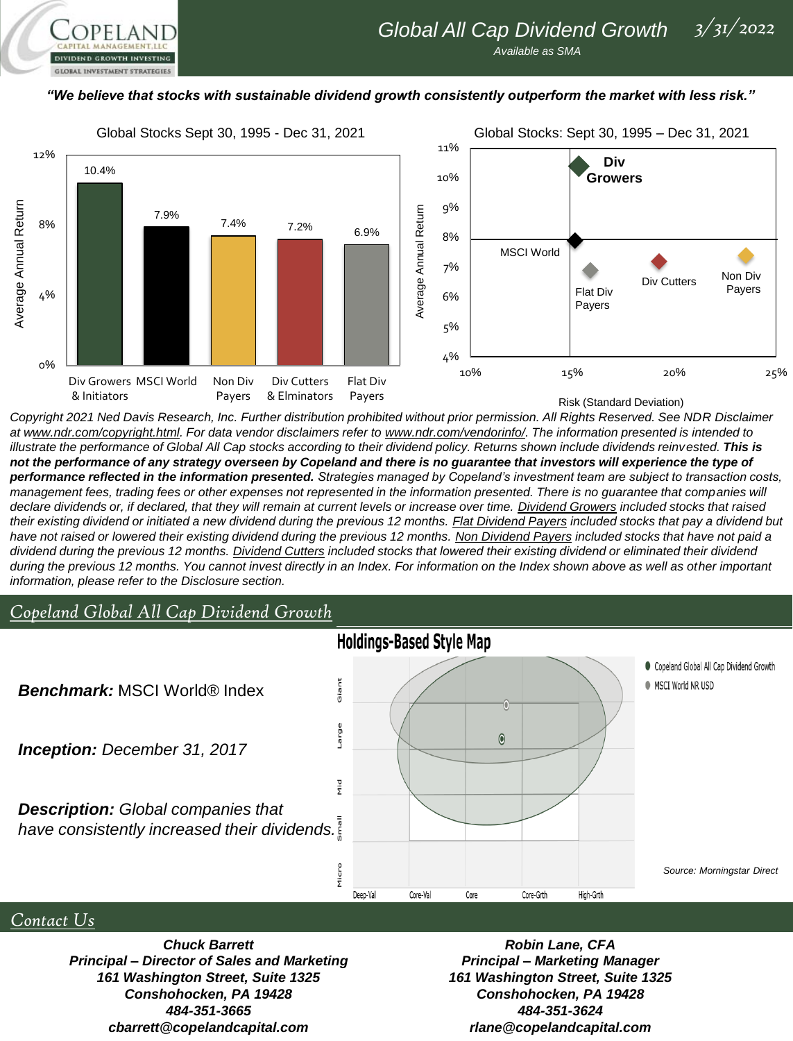# Global All Cap Dividend Growth

*Available as SMA*

*3/31/2022*

***"We believe that stocks with sustainable dividend growth consistently outperform the market with less risk."***

**Global Stocks Sept 30, 1995 - Dec 31, 2021**

| Category | Average Annual Return |
|---|---|
| Div Growers & Initiators | 10.4% |
| MSCI World | 7.9% |
| Non Div Payers | 7.4% |
| Div Cutters & Elminators | 7.2% |
| Flat Div Payers | 6.9% |

**Global Stocks: Sept 30, 1995 – Dec 31, 2021**

Average Annual Return vs. Risk (Standard Deviation): Div Growers, MSCI World, Flat Div Payers, Div Cutters, Non Div Payers

*Copyright 2021 Ned Davis Research, Inc. Further distribution prohibited without prior permission. All Rights Reserved. See NDR Disclaimer at www.ndr.com/copyright.html. For data vendor disclaimers refer to www.ndr.com/vendorinfo/. The information presented is intended to illustrate the performance of Global All Cap stocks according to their dividend policy. Returns shown include dividends reinvested.* ***This is not the performance of any strategy overseen by Copeland and there is no guarantee that investors will experience the type of performance reflected in the information presented.*** *Strategies managed by Copeland's investment team are subject to transaction costs, management fees, trading fees or other expenses not represented in the information presented. There is no guarantee that companies will declare dividends or, if declared, that they will remain at current levels or increase over time. Dividend Growers included stocks that raised their existing dividend or initiated a new dividend during the previous 12 months. Flat Dividend Payers included stocks that pay a dividend but have not raised or lowered their existing dividend during the previous 12 months. Non Dividend Payers included stocks that have not paid a dividend during the previous 12 months. Dividend Cutters included stocks that lowered their existing dividend or eliminated their dividend during the previous 12 months. You cannot invest directly in an Index. For information on the Index shown above as well as other important information, please refer to the Disclosure section.*

## Copeland Global All Cap Dividend Growth

***Benchmark:*** MSCI World® Index

***Inception:*** *December 31, 2017*

***Description:*** *Global companies that have consistently increased their dividends.*

**Holdings-Based Style Map**

- Copeland Global All Cap Dividend Growth
- MSCI World NR USD

*Source: Morningstar Direct*

## Contact Us

***Chuck Barrett***
***Principal – Director of Sales and Marketing***
***161 Washington Street, Suite 1325***
***Conshohocken, PA 19428***
***484-351-3665***
***cbarrett@copelandcapital.com***

***Robin Lane, CFA***
***Principal – Marketing Manager***
***161 Washington Street, Suite 1325***
***Conshohocken, PA 19428***
***484-351-3624***
***rlane@copelandcapital.com***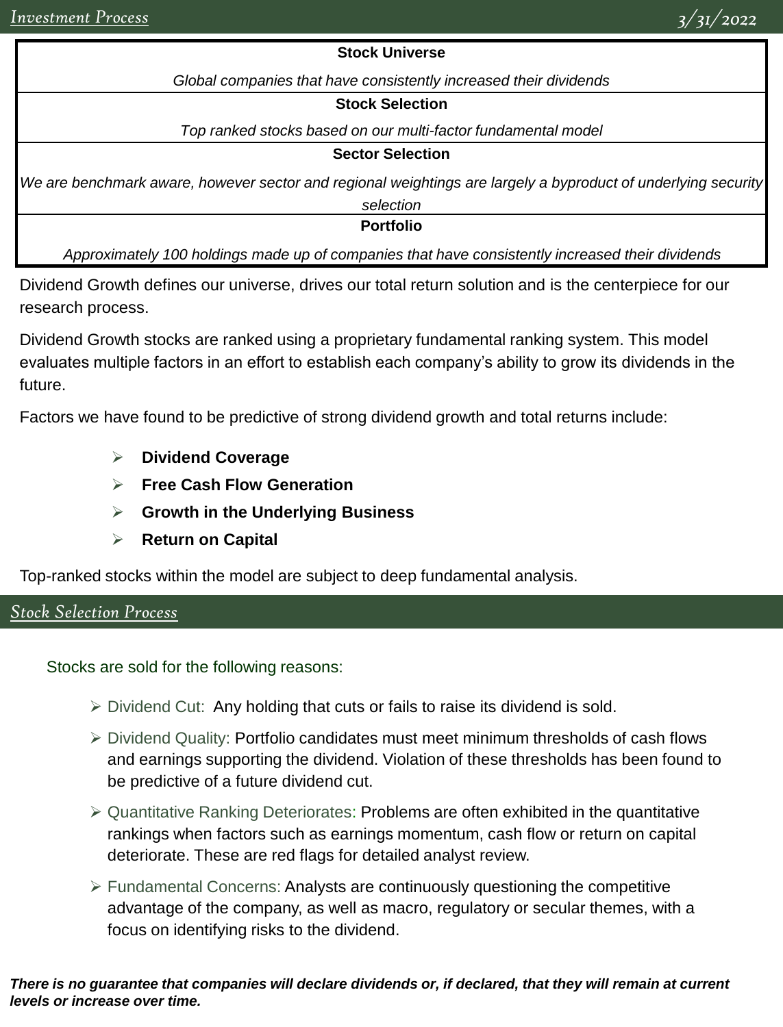## Investment Process

**Stock Universe**

*Global companies that have consistently increased their dividends*

**Stock Selection**

*Top ranked stocks based on our multi-factor fundamental model*

**Sector Selection**

*We are benchmark aware, however sector and regional weightings are largely a byproduct of underlying security selection*

**Portfolio**

*Approximately 100 holdings made up of companies that have consistently increased their dividends*

Dividend Growth defines our universe, drives our total return solution and is the centerpiece for our research process.

Dividend Growth stocks are ranked using a proprietary fundamental ranking system. This model evaluates multiple factors in an effort to establish each company's ability to grow its dividends in the future.

Factors we have found to be predictive of strong dividend growth and total returns include:

- **Dividend Coverage**
- **Free Cash Flow Generation**
- **Growth in the Underlying Business**
- **Return on Capital**

Top-ranked stocks within the model are subject to deep fundamental analysis.

## Stock Selection Process

Stocks are sold for the following reasons:

- Dividend Cut: Any holding that cuts or fails to raise its dividend is sold.
- Dividend Quality: Portfolio candidates must meet minimum thresholds of cash flows and earnings supporting the dividend. Violation of these thresholds has been found to be predictive of a future dividend cut.
- Quantitative Ranking Deteriorates: Problems are often exhibited in the quantitative rankings when factors such as earnings momentum, cash flow or return on capital deteriorate. These are red flags for detailed analyst review.
- Fundamental Concerns: Analysts are continuously questioning the competitive advantage of the company, as well as macro, regulatory or secular themes, with a focus on identifying risks to the dividend.

***There is no guarantee that companies will declare dividends or, if declared, that they will remain at current levels or increase over time.***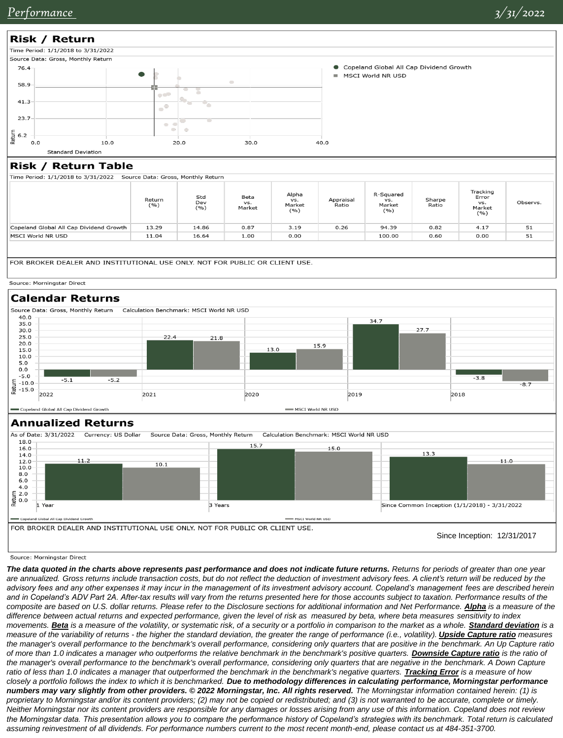## Risk / Return

Time Period: 1/1/2018 to 3/31/2022

Source Data: Gross, Monthly Return

- Copeland Global All Cap Dividend Growth
- MSCI World NR USD

## Risk / Return Table

Time Period: 1/1/2018 to 3/31/2022 Source Data: Gross, Monthly Return

| | Return (%) | Std Dev (%) | Beta vs. Market | Alpha vs. Market (%) | Appraisal Ratio | R-Squared vs. Market (%) | Sharpe Ratio | Tracking Error vs. Market (%) | Observs. |
|---|---|---|---|---|---|---|---|---|---|
| Copeland Global All Cap Dividend Growth | 13.29 | 14.86 | 0.87 | 3.19 | 0.26 | 94.39 | 0.82 | 4.17 | 51 |
| MSCI World NR USD | 11.04 | 16.64 | 1.00 | 0.00 | | 100.00 | 0.60 | 0.00 | 51 |

FOR BROKER DEALER AND INSTITUTIONAL USE ONLY. NOT FOR PUBLIC OR CLIENT USE.

Source: Morningstar Direct

## Calendar Returns

Source Data: Gross, Monthly Return Calculation Benchmark: MSCI World NR USD

| | 2022 | 2021 | 2020 | 2019 | 2018 |
|---|---|---|---|---|---|
| Copeland Global All Cap Dividend Growth | -5.1 | 22.4 | 13.0 | 34.7 | -3.8 |
| MSCI World NR USD | -5.2 | 21.8 | 15.9 | 27.7 | -8.7 |

## Annualized Returns

As of Date: 3/31/2022 Currency: US Dollar Source Data: Gross, Monthly Return Calculation Benchmark: MSCI World NR USD

| | 1 Year | 3 Years | Since Common Inception (1/1/2018) - 3/31/2022 |
|---|---|---|---|
| Copeland Global All Cap Dividend Growth | 11.2 | 15.7 | 13.3 |
| MSCI World NR USD | 10.1 | 15.0 | 11.0 |

FOR BROKER DEALER AND INSTITUTIONAL USE ONLY. NOT FOR PUBLIC OR CLIENT USE.

Since Inception: 12/31/2017

Source: Morningstar Direct

***The data quoted in the charts above represents past performance and does not indicate future returns.*** *Returns for periods of greater than one year are annualized. Gross returns include transaction costs, but do not reflect the deduction of investment advisory fees. A client's return will be reduced by the advisory fees and any other expenses it may incur in the management of its investment advisory account. Copeland's management fees are described herein and in Copeland's ADV Part 2A. After-tax results will vary from the returns presented here for those accounts subject to taxation. Performance results of the composite are based on U.S. dollar returns. Please refer to the Disclosure sections for additional information and Net Performance.* ***Alpha*** *is a measure of the difference between actual returns and expected performance, given the level of risk as measured by beta, where beta measures sensitivity to index movements.* ***Beta*** *is a measure of the volatility, or systematic risk, of a security or a portfolio in comparison to the market as a whole.* ***Standard deviation*** *is a measure of the variability of returns - the higher the standard deviation, the greater the range of performance (i.e., volatility).* ***Upside Capture ratio*** *measures the manager's overall performance to the benchmark's overall performance, considering only quarters that are positive in the benchmark. An Up Capture ratio of more than 1.0 indicates a manager who outperforms the relative benchmark in the benchmark's positive quarters.* ***Downside Capture ratio*** *is the ratio of the manager's overall performance to the benchmark's overall performance, considering only quarters that are negative in the benchmark. A Down Capture ratio of less than 1.0 indicates a manager that outperformed the benchmark in the benchmark's negative quarters.* ***Tracking Error*** *is a measure of how closely a portfolio follows the index to which it is benchmarked.* ***Due to methodology differences in calculating performance, Morningstar performance numbers may vary slightly from other providers. © 2022 Morningstar, Inc. All rights reserved.*** *The Morningstar information contained herein: (1) is proprietary to Morningstar and/or its content providers; (2) may not be copied or redistributed; and (3) is not warranted to be accurate, complete or timely. Neither Morningstar nor its content providers are responsible for any damages or losses arising from any use of this information. Copeland does not review the Morningstar data. This presentation allows you to compare the performance history of Copeland's strategies with its benchmark. Total return is calculated assuming reinvestment of all dividends. For performance numbers current to the most recent month-end, please contact us at 484-351-3700.*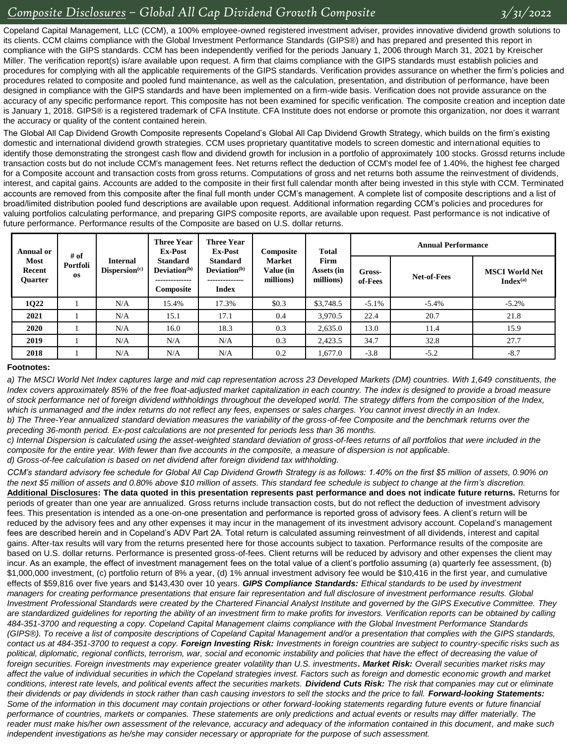## *Composite Disclosures – Global All Cap Dividend Growth Composite* — *3/31/2022*

Copeland Capital Management, LLC (CCM), a 100% employee-owned registered investment adviser, provides innovative dividend growth solutions to its clients. CCM claims compliance with the Global Investment Performance Standards (GIPS®) and has prepared and presented this report in compliance with the GIPS standards. CCM has been independently verified for the periods January 1, 2006 through March 31, 2021 by Kreischer Miller. The verification report(s) is/are available upon request. A firm that claims compliance with the GIPS standards must establish policies and procedures for complying with all the applicable requirements of the GIPS standards. Verification provides assurance on whether the firm's policies and procedures related to composite and pooled fund maintenance, as well as the calculation, presentation, and distribution of performance, have been designed in compliance with the GIPS standards and have been implemented on a firm-wide basis. Verification does not provide assurance on the accuracy of any specific performance report. This composite has not been examined for specific verification. The composite creation and inception date is January 1, 2018. GIPS® is a registered trademark of CFA Institute. CFA Institute does not endorse or promote this organization, nor does it warrant the accuracy or quality of the content contained herein.

The Global All Cap Dividend Growth Composite represents Copeland's Global All Cap Dividend Growth Strategy, which builds on the firm's existing domestic and international dividend growth strategies. CCM uses proprietary quantitative models to screen domestic and international equities to identify those demonstrating the strongest cash flow and dividend growth for inclusion in a portfolio of approximately 100 stocks. Grossd returns include transaction costs but do not include CCM's management fees. Net returns reflect the deduction of CCM's model fee of 1.40%, the highest fee charged for a Composite account and transaction costs from gross returns. Computations of gross and net returns both assume the reinvestment of dividends, interest, and capital gains. Accounts are added to the composite in their first full calendar month after being invested in this style with CCM. Terminated accounts are removed from this composite after the final full month under CCM's management. A complete list of composite descriptions and a list of broad/limited distribution pooled fund descriptions are available upon request. Additional information regarding CCM's policies and procedures for valuing portfolios calculating performance, and preparing GIPS composite reports, are available upon request. Past performance is not indicative of future performance. Performance results of the Composite are based on U.S. dollar returns.

| Annual or Most Recent Quarter | # of Portfolios | Internal Dispersion[c] | Three Year Ex-Post Standard Deviation[b] -------------- Composite | Three Year Ex-Post Standard Deviation[b] -------------- Index | Composite Market Value (in millions) | Total Firm Assets (in millions) | Annual Performance | | |
|---|---|---|---|---|---|---|---|---|---|
| | | | | | | | Gross-of-Fees | Net-of-Fees | MSCI World Net Index[a] |
| 1Q22 | 1 | N/A | 15.4% | 17.3% | $0.3 | $3,748.5 | -5.1% | -5.4% | -5.2% |
| 2021 | 1 | N/A | 15.1 | 17.1 | 0.4 | 3,970.5 | 22.4 | 20.7 | 21.8 |
| 2020 | 1 | N/A | 16.0 | 18.3 | 0.3 | 2,635.0 | 13.0 | 11.4 | 15.9 |
| 2019 | 1 | N/A | N/A | N/A | 0.3 | 2,423.5 | 34.7 | 32.8 | 27.7 |
| 2018 | 1 | N/A | N/A | N/A | 0.2 | 1,677.0 | -3.8 | -5.2 | -8.7 |

**Footnotes:**

*a) The MSCI World Net Index captures large and mid cap representation across 23 Developed Markets (DM) countries. With 1,649 constituents, the Index covers approximately 85% of the free float-adjusted market capitalization in each country. The index is designed to provide a broad measure of stock performance net of foreign dividend withholdings throughout the developed world. The strategy differs from the composition of the Index, which is unmanaged and the index returns do not reflect any fees, expenses or sales charges. You cannot invest directly in an Index.*
*b) The Three-Year annualized standard deviation measures the variability of the gross-of-fee Composite and the benchmark returns over the preceding 36-month period. Ex-post calculations are not presented for periods less than 36 months.*
*c) Internal Dispersion is calculated using the asset-weighted standard deviation of gross-of-fees returns of all portfolios that were included in the composite for the entire year. With fewer than five accounts in the composite, a measure of dispersion is not applicable.*
*d) Gross-of-fee calculation is based on net dividend after foreign dividend tax withholding.*

*CCM's standard advisory fee schedule for Global All Cap Dividend Growth Strategy is as follows: 1.40% on the first $5 million of assets, 0.90% on the next $5 million of assets and 0.80% above $10 million of assets. This standard fee schedule is subject to change at the firm's discretion.*

**Additional Disclosures: The data quoted in this presentation represents past performance and does not indicate future returns.** Returns for periods of greater than one year are annualized. Gross returns include transaction costs, but do not reflect the deduction of investment advisory fees. This presentation is intended as a one-on-one presentation and performance is reported gross of advisory fees. A client's return will be reduced by the advisory fees and any other expenses it may incur in the management of its investment advisory account. Copeland's management fees are described herein and in Copeland's ADV Part 2A. Total return is calculated assuming reinvestment of all dividends, interest and capital gains. After-tax results will vary from the returns presented here for those accounts subject to taxation. Performance results of the composite are based on U.S. dollar returns. Performance is presented gross-of-fees. Client returns will be reduced by advisory and other expenses the client may incur. As an example, the effect of investment management fees on the total value of a client's portfolio assuming (a) quarterly fee assessment, (b) $1,000,000 investment, (c) portfolio return of 8% a year, (d) 1% annual investment advisory fee would be $10,416 in the first year, and cumulative effects of $59,816 over five years and $143,430 over 10 years. ***GIPS Compliance Standards:*** *Ethical standards to be used by investment managers for creating performance presentations that ensure fair representation and full disclosure of investment performance results. Global Investment Professional Standards were created by the Chartered Financial Analyst Institute and governed by the GIPS Executive Committee. They are standardized guidelines for reporting the ability of an investment firm to make profits for investors. Verification reports can be obtained by calling 484-351-3700 and requesting a copy. Copeland Capital Management claims compliance with the Global Investment Performance Standards (GIPS®). To receive a list of composite descriptions of Copeland Capital Management and/or a presentation that complies with the GIPS standards, contact us at 484-351-3700 to request a copy.* ***Foreign Investing Risk:*** *Investments in foreign countries are subject to country-specific risks such as political, diplomatic, regional conflicts, terrorism, war, social and economic instability and policies that have the effect of decreasing the value of foreign securities. Foreign investments may experience greater volatility than U.S. investments.* ***Market Risk:*** *Overall securities market risks may affect the value of individual securities in which the Copeland strategies invest. Factors such as foreign and domestic economic growth and market conditions, interest rate levels, and political events affect the securities markets.* ***Dividend Cuts Risk:*** *The risk that companies may cut or eliminate their dividends or pay dividends in stock rather than cash causing investors to sell the stocks and the price to fall.* ***Forward-looking Statements:*** *Some of the information in this document may contain projections or other forward-looking statements regarding future events or future financial performance of countries, markets or companies. These statements are only predictions and actual events or results may differ materially. The reader must make his/her own assessment of the relevance, accuracy and adequacy of the information contained in this document, and make such independent investigations as he/she may consider necessary or appropriate for the purpose of such assessment.*